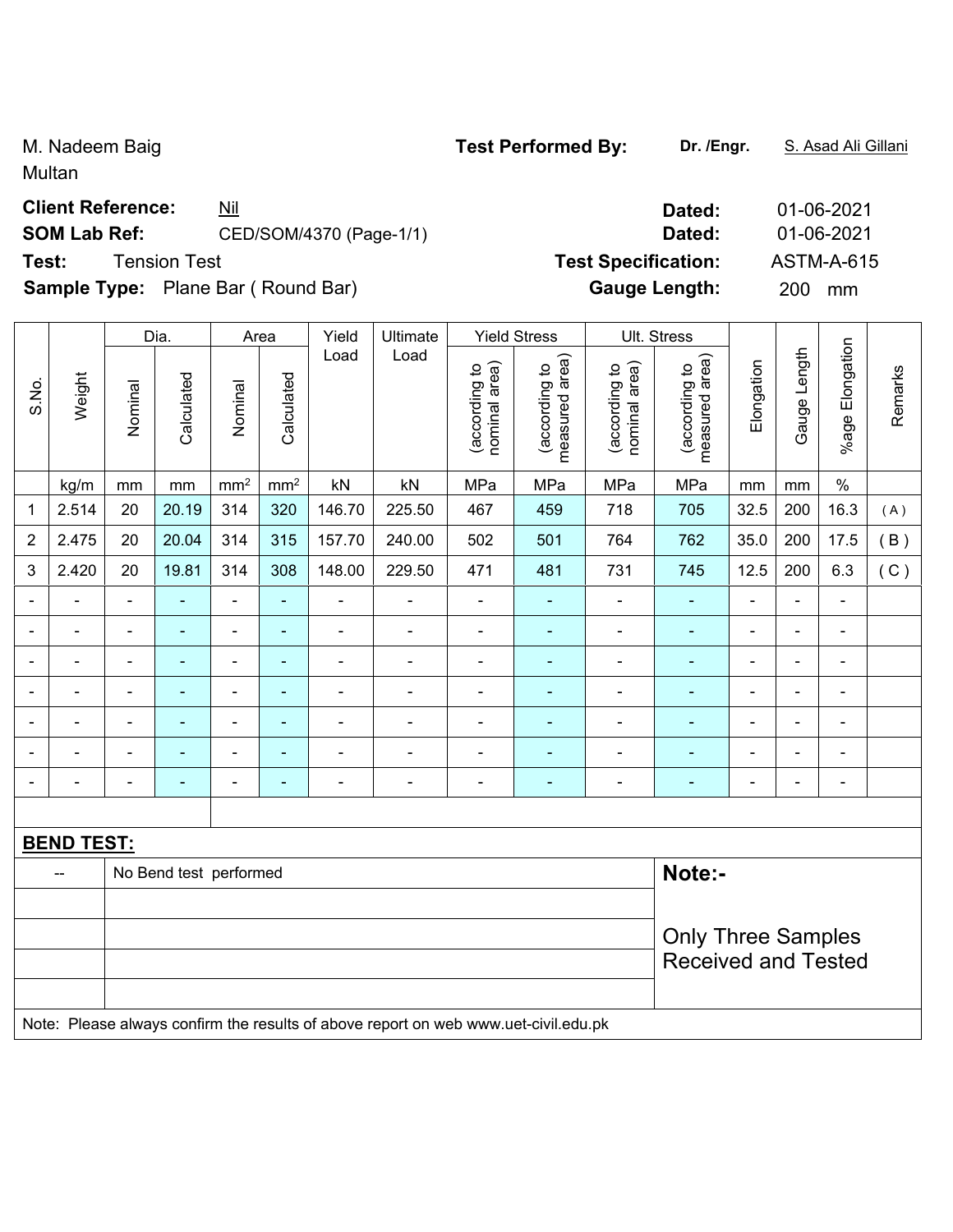M. Nadeem Baig
Multan

**Test Performed By:** **Dr. /Engr.** S. Asad Ali Gillani

**Client Reference:** Nil **Dated:** 01-06-2021

**SOM Lab Ref:** CED/SOM/4370 (Page-1/1) **Dated:** 01-06-2021

**Test:** Tension Test **Test Specification:** ASTM-A-615

**Sample Type:** Plane Bar ( Round Bar) **Gauge Length:** 200 mm

| S.No. | Weight | Dia. | | Area | | Yield Load | Ultimate Load | Yield Stress | | Ult. Stress | | Elongation | Gauge Length | %age Elongation | Remarks |
|---|---|---|---|---|---|---|---|---|---|---|---|---|---|---|---|
| | | Nominal | Calculated | Nominal | Calculated | | | (according to nominal area) | (according to measured area) | (according to nominal area) | (according to measured area) | | | | |
| | kg/m | mm | mm | mm² | mm² | kN | kN | MPa | MPa | MPa | MPa | mm | mm | % | |
| 1 | 2.514 | 20 | 20.19 | 314 | 320 | 146.70 | 225.50 | 467 | 459 | 718 | 705 | 32.5 | 200 | 16.3 | ( A ) |
| 2 | 2.475 | 20 | 20.04 | 314 | 315 | 157.70 | 240.00 | 502 | 501 | 764 | 762 | 35.0 | 200 | 17.5 | ( B ) |
| 3 | 2.420 | 20 | 19.81 | 314 | 308 | 148.00 | 229.50 | 471 | 481 | 731 | 745 | 12.5 | 200 | 6.3 | ( C ) |
| - | - | - | - | - | - | - | - | - | - | - | - | - | - | - | |
| - | - | - | - | - | - | - | - | - | - | - | - | - | - | - | |
| - | - | - | - | - | - | - | - | - | - | - | - | - | - | - | |
| - | - | - | - | - | - | - | - | - | - | - | - | - | - | - | |
| - | - | - | - | - | - | - | - | - | - | - | - | - | - | - | |
| - | - | - | - | - | - | - | - | - | - | - | - | - | - | - | |
| - | - | - | - | - | - | - | - | - | - | - | - | - | - | - | |

**BEND TEST:**

| -- | No Bend test performed |
|---|---|

**Note:-**

Only Three Samples Received and Tested

Note: Please always confirm the results of above report on web www.uet-civil.edu.pk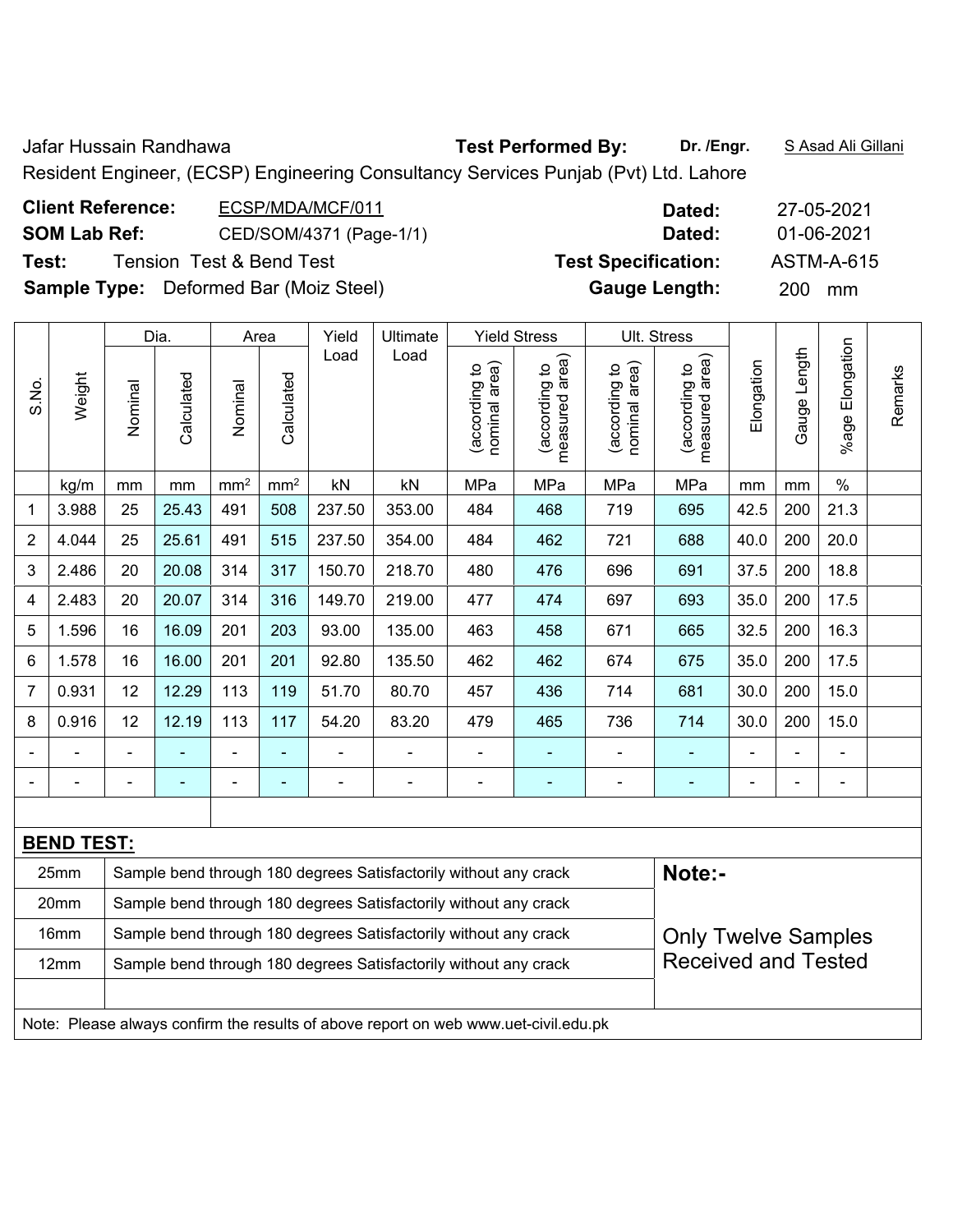Jafar Hussain Randhawa **Test Performed By:** **Dr. /Engr.** S Asad Ali Gillani

Resident Engineer, (ECSP) Engineering Consultancy Services Punjab (Pvt) Ltd. Lahore

**Client Reference:** ECSP/MDA/MCF/011 **Dated:** 27-05-2021

**SOM Lab Ref:** CED/SOM/4371 (Page-1/1) **Dated:** 01-06-2021

**Test:** Tension Test & Bend Test **Test Specification:** ASTM-A-615

**Sample Type:** Deformed Bar (Moiz Steel) **Gauge Length:** 200 mm

| S.No. | Weight | Dia. | | Area | | Yield Load | Ultimate Load | Yield Stress | | Ult. Stress | | Elongation | Gauge Length | %age Elongation | Remarks |
|---|---|---|---|---|---|---|---|---|---|---|---|---|---|---|---|
| | | Nominal | Calculated | Nominal | Calculated | | | (according to nominal area) | (according to measured area) | (according to nominal area) | (according to measured area) | | | | |
| | kg/m | mm | mm | mm² | mm² | kN | kN | MPa | MPa | MPa | MPa | mm | mm | % | |
| 1 | 3.988 | 25 | 25.43 | 491 | 508 | 237.50 | 353.00 | 484 | 468 | 719 | 695 | 42.5 | 200 | 21.3 | |
| 2 | 4.044 | 25 | 25.61 | 491 | 515 | 237.50 | 354.00 | 484 | 462 | 721 | 688 | 40.0 | 200 | 20.0 | |
| 3 | 2.486 | 20 | 20.08 | 314 | 317 | 150.70 | 218.70 | 480 | 476 | 696 | 691 | 37.5 | 200 | 18.8 | |
| 4 | 2.483 | 20 | 20.07 | 314 | 316 | 149.70 | 219.00 | 477 | 474 | 697 | 693 | 35.0 | 200 | 17.5 | |
| 5 | 1.596 | 16 | 16.09 | 201 | 203 | 93.00 | 135.00 | 463 | 458 | 671 | 665 | 32.5 | 200 | 16.3 | |
| 6 | 1.578 | 16 | 16.00 | 201 | 201 | 92.80 | 135.50 | 462 | 462 | 674 | 675 | 35.0 | 200 | 17.5 | |
| 7 | 0.931 | 12 | 12.29 | 113 | 119 | 51.70 | 80.70 | 457 | 436 | 714 | 681 | 30.0 | 200 | 15.0 | |
| 8 | 0.916 | 12 | 12.19 | 113 | 117 | 54.20 | 83.20 | 479 | 465 | 736 | 714 | 30.0 | 200 | 15.0 | |
| - | - | - | - | - | - | - | - | - | - | - | - | - | - | - | |
| - | - | - | - | - | - | - | - | - | - | - | - | - | - | - | |

**BEND TEST:**

| Size | Result |
|---|---|
| 25mm | Sample bend through 180 degrees Satisfactorily without any crack |
| 20mm | Sample bend through 180 degrees Satisfactorily without any crack |
| 16mm | Sample bend through 180 degrees Satisfactorily without any crack |
| 12mm | Sample bend through 180 degrees Satisfactorily without any crack |

**Note:-**

Only Twelve Samples Received and Tested

Note: Please always confirm the results of above report on web www.uet-civil.edu.pk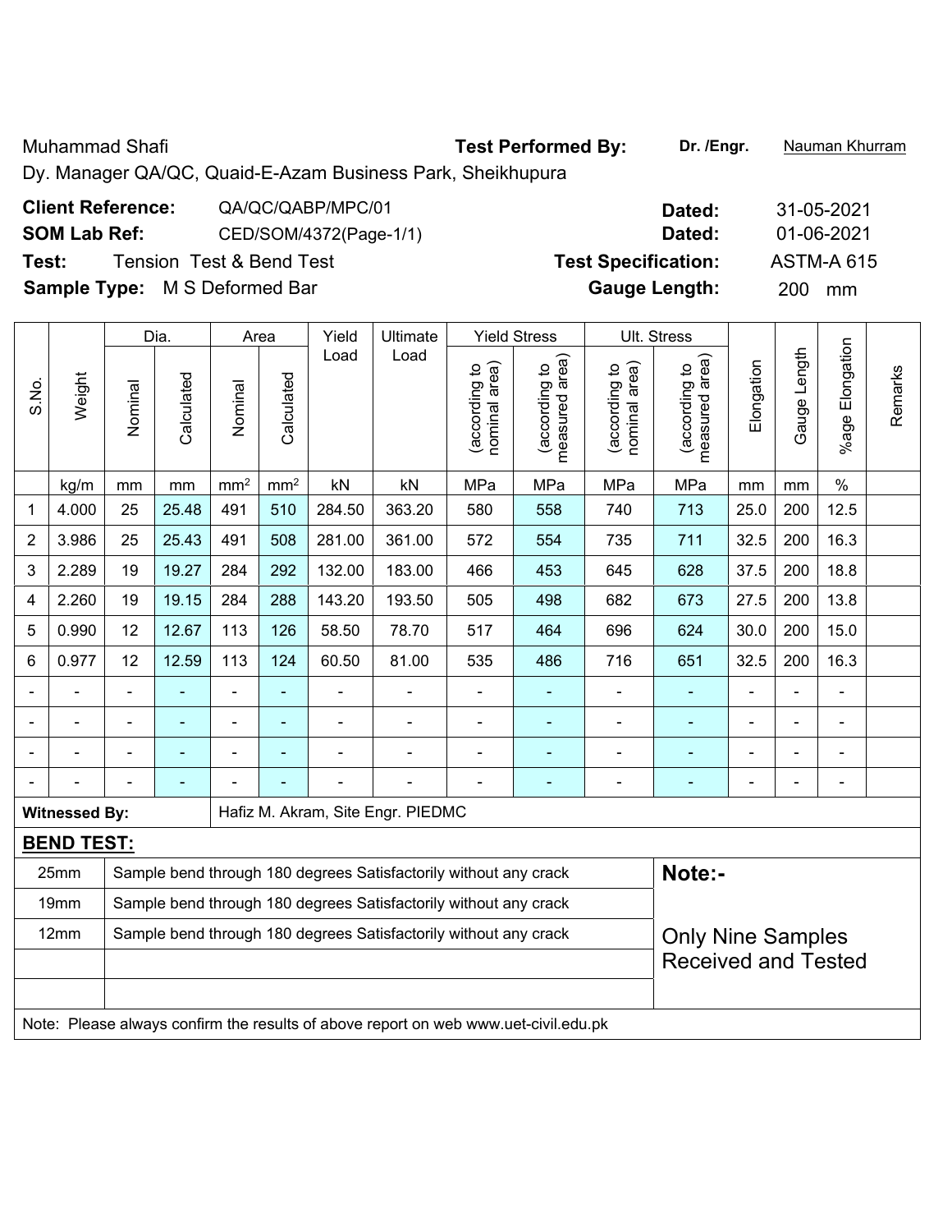Muhammad Shafi **Test Performed By:** **Dr. /Engr.** Nauman Khurram

Dy. Manager QA/QC, Quaid-E-Azam Business Park, Sheikhupura

**Client Reference:** QA/QC/QABP/MPC/01 **Dated:** 31-05-2021

**SOM Lab Ref:** CED/SOM/4372(Page-1/1) **Dated:** 01-06-2021

**Test:** Tension Test & Bend Test **Test Specification:** ASTM-A 615

**Sample Type:** M S Deformed Bar **Gauge Length:** 200 mm

| S.No. | Weight | Dia. | | Area | | Yield Load | Ultimate Load | Yield Stress | | Ult. Stress | | Elongation | Gauge Length | %age Elongation | Remarks |
|---|---|---|---|---|---|---|---|---|---|---|---|---|---|---|---|
| | | Nominal | Calculated | Nominal | Calculated | | | (according to nominal area) | (according to measured area) | (according to nominal area) | (according to measured area) | | | | |
| | kg/m | mm | mm | mm² | mm² | kN | kN | MPa | MPa | MPa | MPa | mm | mm | % | |
| 1 | 4.000 | 25 | 25.48 | 491 | 510 | 284.50 | 363.20 | 580 | 558 | 740 | 713 | 25.0 | 200 | 12.5 | |
| 2 | 3.986 | 25 | 25.43 | 491 | 508 | 281.00 | 361.00 | 572 | 554 | 735 | 711 | 32.5 | 200 | 16.3 | |
| 3 | 2.289 | 19 | 19.27 | 284 | 292 | 132.00 | 183.00 | 466 | 453 | 645 | 628 | 37.5 | 200 | 18.8 | |
| 4 | 2.260 | 19 | 19.15 | 284 | 288 | 143.20 | 193.50 | 505 | 498 | 682 | 673 | 27.5 | 200 | 13.8 | |
| 5 | 0.990 | 12 | 12.67 | 113 | 126 | 58.50 | 78.70 | 517 | 464 | 696 | 624 | 30.0 | 200 | 15.0 | |
| 6 | 0.977 | 12 | 12.59 | 113 | 124 | 60.50 | 81.00 | 535 | 486 | 716 | 651 | 32.5 | 200 | 16.3 | |
| - | - | - | - | - | - | - | - | - | - | - | - | - | - | - | |
| - | - | - | - | - | - | - | - | - | - | - | - | - | - | - | |
| - | - | - | - | - | - | - | - | - | - | - | - | - | - | - | |
| - | - | - | - | - | - | - | - | - | - | - | - | - | - | - | |

**Witnessed By:** Hafiz M. Akram, Site Engr. PIEDMC

**BEND TEST:**

| Size | Result |
|---|---|
| 25mm | Sample bend through 180 degrees Satisfactorily without any crack |
| 19mm | Sample bend through 180 degrees Satisfactorily without any crack |
| 12mm | Sample bend through 180 degrees Satisfactorily without any crack |

**Note:-**

Only Nine Samples Received and Tested

Note: Please always confirm the results of above report on web www.uet-civil.edu.pk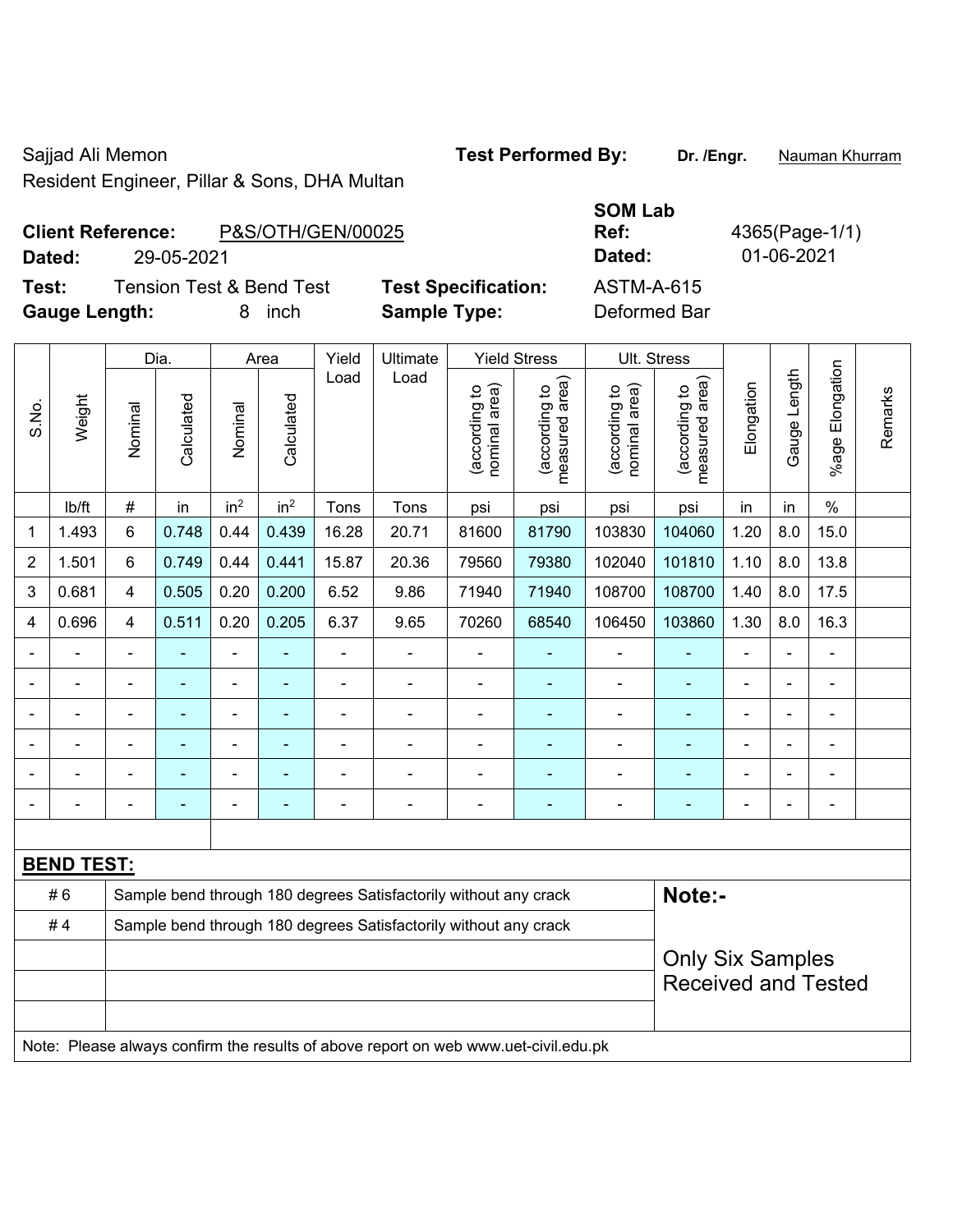Sajjad Ali Memon
Resident Engineer, Pillar & Sons, DHA Multan

**Test Performed By:** **Dr. /Engr.** Nauman Khurram

**Client Reference:** P&S/OTH/GEN/00025
**Dated:** 29-05-2021

**SOM Lab Ref:** 4365(Page-1/1)
**Dated:** 01-06-2021

**Test:** Tension Test & Bend Test
**Gauge Length:** 8 inch

**Test Specification:** ASTM-A-615
**Sample Type:** Deformed Bar

| S.No. | Weight | Dia. | | Area | | Yield Load | Ultimate Load | Yield Stress | | Ult. Stress | | Elongation | Gauge Length | %age Elongation | Remarks |
|---|---|---|---|---|---|---|---|---|---|---|---|---|---|---|---|
| | | Nominal | Calculated | Nominal | Calculated | | | (according to nominal area) | (according to measured area) | (according to nominal area) | (according to measured area) | | | | |
| | lb/ft | # | in | $in^2$ | $in^2$ | Tons | Tons | psi | psi | psi | psi | in | in | % | |
| 1 | 1.493 | 6 | 0.748 | 0.44 | 0.439 | 16.28 | 20.71 | 81600 | 81790 | 103830 | 104060 | 1.20 | 8.0 | 15.0 | |
| 2 | 1.501 | 6 | 0.749 | 0.44 | 0.441 | 15.87 | 20.36 | 79560 | 79380 | 102040 | 101810 | 1.10 | 8.0 | 13.8 | |
| 3 | 0.681 | 4 | 0.505 | 0.20 | 0.200 | 6.52 | 9.86 | 71940 | 71940 | 108700 | 108700 | 1.40 | 8.0 | 17.5 | |
| 4 | 0.696 | 4 | 0.511 | 0.20 | 0.205 | 6.37 | 9.65 | 70260 | 68540 | 106450 | 103860 | 1.30 | 8.0 | 16.3 | |
| - | - | - | - | - | - | - | - | - | - | - | - | - | - | - | |
| - | - | - | - | - | - | - | - | - | - | - | - | - | - | - | |
| - | - | - | - | - | - | - | - | - | - | - | - | - | - | - | |
| - | - | - | - | - | - | - | - | - | - | - | - | - | - | - | |
| - | - | - | - | - | - | - | - | - | - | - | - | - | - | - | |
| - | - | - | - | - | - | - | - | - | - | - | - | - | - | - | |

**BEND TEST:**

| | |
|---|---|
| # 6 | Sample bend through 180 degrees Satisfactorily without any crack |
| # 4 | Sample bend through 180 degrees Satisfactorily without any crack |

**Note:-**

Only Six Samples Received and Tested

Note: Please always confirm the results of above report on web www.uet-civil.edu.pk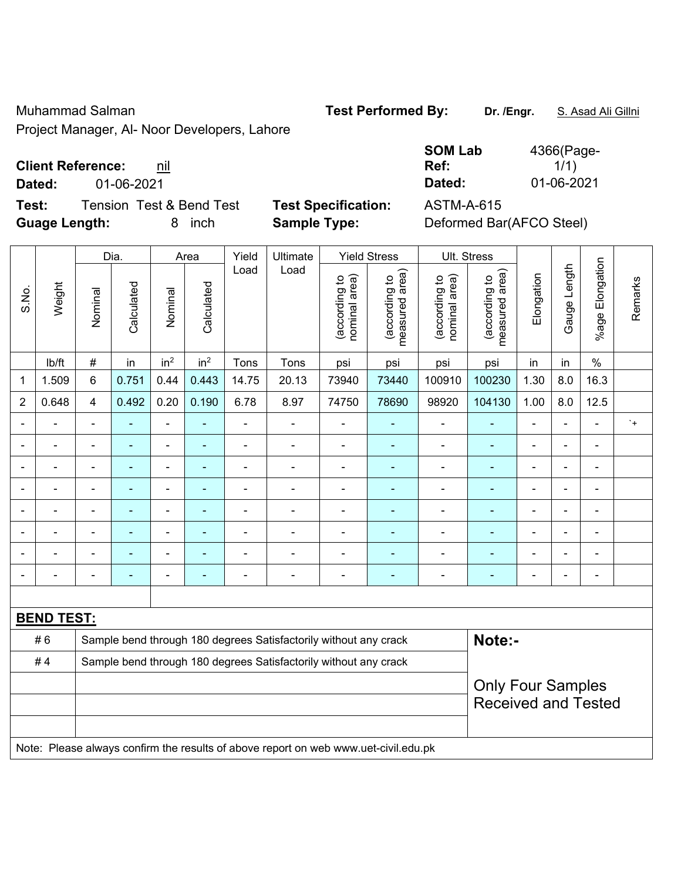Muhammad Salman

Project Manager, Al- Noor Developers, Lahore

**Test Performed By:** **Dr. /Engr.** S. Asad Ali Gillni

**Client Reference:** nil

**Dated:** 01-06-2021

**SOM Lab Ref:** 4366(Page-1/1)

**Dated:** 01-06-2021

**Test:** Tension Test & Bend Test

**Test Specification:** ASTM-A-615

**Guage Length:** 8 inch

**Sample Type:** Deformed Bar(AFCO Steel)

| S.No. | Weight | Dia. | | Area | | Yield Load | Ultimate Load | Yield Stress | | Ult. Stress | | Elongation | Gauge Length | %age Elongation | Remarks |
|---|---|---|---|---|---|---|---|---|---|---|---|---|---|---|---|
| | | Nominal | Calculated | Nominal | Calculated | | | (according to nominal area) | (according to measured area) | (according to nominal area) | (according to measured area) | | | | |
| | lb/ft | # | in | in$^2$ | in$^2$ | Tons | Tons | psi | psi | psi | psi | in | in | % | |
| 1 | 1.509 | 6 | 0.751 | 0.44 | 0.443 | 14.75 | 20.13 | 73940 | 73440 | 100910 | 100230 | 1.30 | 8.0 | 16.3 | |
| 2 | 0.648 | 4 | 0.492 | 0.20 | 0.190 | 6.78 | 8.97 | 74750 | 78690 | 98920 | 104130 | 1.00 | 8.0 | 12.5 | |
| - | - | - | - | - | - | - | - | - | - | - | - | - | - | - | `+ |
| - | - | - | - | - | - | - | - | - | - | - | - | - | - | - | |
| - | - | - | - | - | - | - | - | - | - | - | - | - | - | - | |
| - | - | - | - | - | - | - | - | - | - | - | - | - | - | - | |
| - | - | - | - | - | - | - | - | - | - | - | - | - | - | - | |
| - | - | - | - | - | - | - | - | - | - | - | - | - | - | - | |
| - | - | - | - | - | - | - | - | - | - | - | - | - | - | - | |
| - | - | - | - | - | - | - | - | - | - | - | - | - | - | - | |

**BEND TEST:**

| | |
|---|---|
| # 6 | Sample bend through 180 degrees Satisfactorily without any crack |
| # 4 | Sample bend through 180 degrees Satisfactorily without any crack |

**Note:-**

Only Four Samples Received and Tested

Note: Please always confirm the results of above report on web www.uet-civil.edu.pk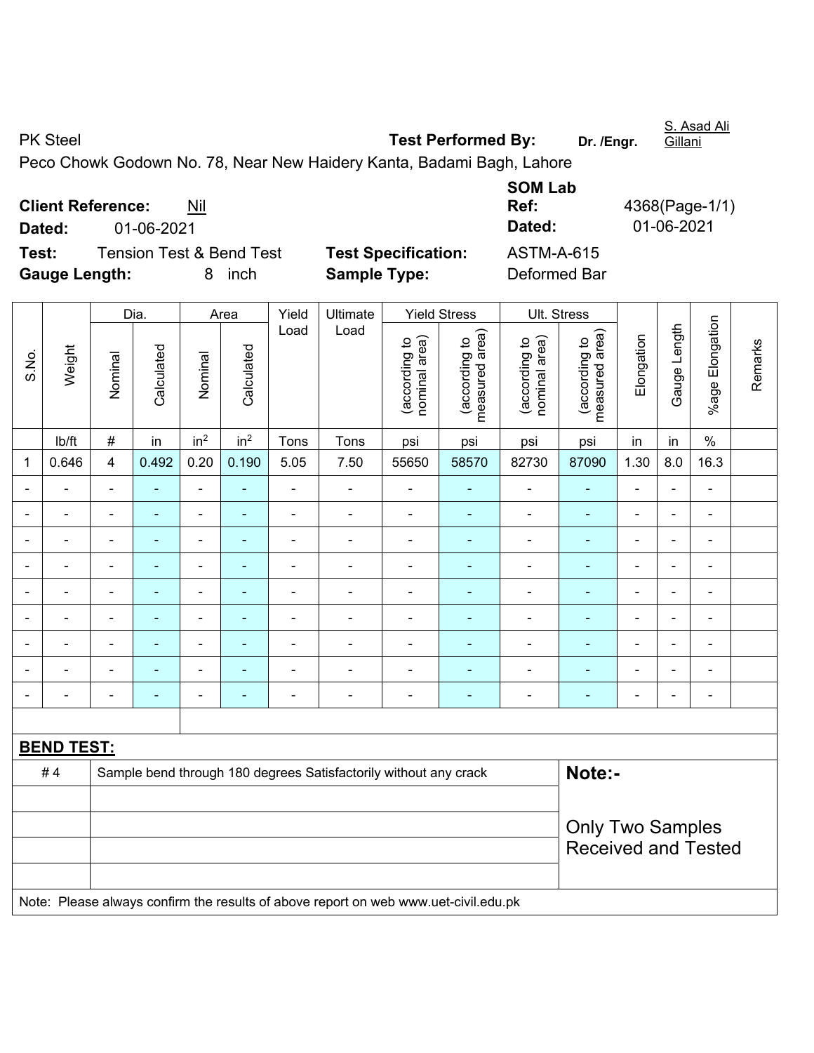PK Steel

**Test Performed By:** Dr. /Engr. S. Asad Ali Gillani

Peco Chowk Godown No. 78, Near New Haidery Kanta, Badami Bagh, Lahore

**Client Reference:** Nil

**Dated:** 01-06-2021

**SOM Lab Ref:** 4368(Page-1/1)

**Dated:** 01-06-2021

**Test:** Tension Test & Bend Test

**Test Specification:** ASTM-A-615

**Gauge Length:** 8 inch

**Sample Type:** Deformed Bar

| S.No. | Weight | Dia. | | Area | | Yield Load | Ultimate Load | Yield Stress | | Ult. Stress | | Elongation | Gauge Length | %age Elongation | Remarks |
|---|---|---|---|---|---|---|---|---|---|---|---|---|---|---|---|
| | | Nominal | Calculated | Nominal | Calculated | | | (according to nominal area) | (according to measured area) | (according to nominal area) | (according to measured area) | | | | |
| | lb/ft | # | in | in$^2$ | in$^2$ | Tons | Tons | psi | psi | psi | psi | in | in | % | |
| 1 | 0.646 | 4 | 0.492 | 0.20 | 0.190 | 5.05 | 7.50 | 55650 | 58570 | 82730 | 87090 | 1.30 | 8.0 | 16.3 | |
| - | - | - | - | - | - | - | - | - | - | - | - | - | - | - | |
| - | - | - | - | - | - | - | - | - | - | - | - | - | - | - | |
| - | - | - | - | - | - | - | - | - | - | - | - | - | - | - | |
| - | - | - | - | - | - | - | - | - | - | - | - | - | - | - | |
| - | - | - | - | - | - | - | - | - | - | - | - | - | - | - | |
| - | - | - | - | - | - | - | - | - | - | - | - | - | - | - | |
| - | - | - | - | - | - | - | - | - | - | - | - | - | - | - | |
| - | - | - | - | - | - | - | - | - | - | - | - | - | - | - | |
| - | - | - | - | - | - | - | - | - | - | - | - | - | - | - | |

**BEND TEST:**

| | | |
|---|---|---|
| # 4 | Sample bend through 180 degrees Satisfactorily without any crack | **Note:-** |
| | | |
| | | Only Two Samples Received and Tested |
| | | |
| | | |

Note: Please always confirm the results of above report on web www.uet-civil.edu.pk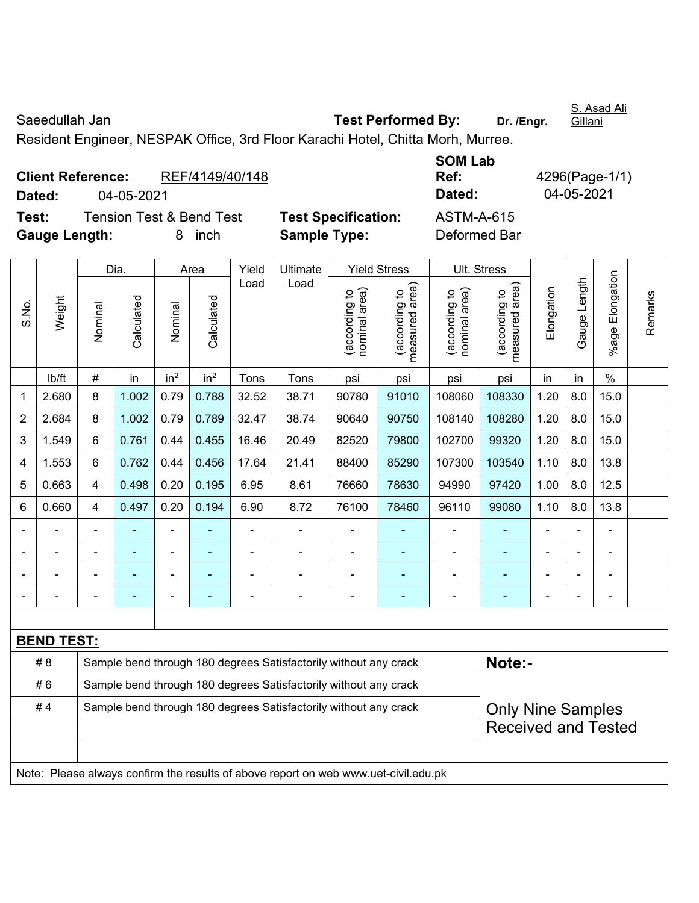Saeedullah Jan

**Test Performed By:** **Dr. /Engr.** S. Asad Ali Gillani

Resident Engineer, NESPAK Office, 3rd Floor Karachi Hotel, Chitta Morh, Murree.

**Client Reference:** REF/4149/40/148

**Dated:** 04-05-2021

**SOM Lab Ref:** 4296(Page-1/1)

**Dated:** 04-05-2021

**Test:** Tension Test & Bend Test

**Test Specification:** ASTM-A-615

**Gauge Length:** 8 inch

**Sample Type:** Deformed Bar

| S.No. | Weight | Dia. | | Area | | Yield Load | Ultimate Load | Yield Stress | | Ult. Stress | | Elongation | Gauge Length | %age Elongation | Remarks |
|---|---|---|---|---|---|---|---|---|---|---|---|---|---|---|---|
| | | Nominal | Calculated | Nominal | Calculated | | | (according to nominal area) | (according to measured area) | (according to nominal area) | (according to measured area) | | | | |
| | lb/ft | # | in | $in^2$ | $in^2$ | Tons | Tons | psi | psi | psi | psi | in | in | % | |
| 1 | 2.680 | 8 | 1.002 | 0.79 | 0.788 | 32.52 | 38.71 | 90780 | 91010 | 108060 | 108330 | 1.20 | 8.0 | 15.0 | |
| 2 | 2.684 | 8 | 1.002 | 0.79 | 0.789 | 32.47 | 38.74 | 90640 | 90750 | 108140 | 108280 | 1.20 | 8.0 | 15.0 | |
| 3 | 1.549 | 6 | 0.761 | 0.44 | 0.455 | 16.46 | 20.49 | 82520 | 79800 | 102700 | 99320 | 1.20 | 8.0 | 15.0 | |
| 4 | 1.553 | 6 | 0.762 | 0.44 | 0.456 | 17.64 | 21.41 | 88400 | 85290 | 107300 | 103540 | 1.10 | 8.0 | 13.8 | |
| 5 | 0.663 | 4 | 0.498 | 0.20 | 0.195 | 6.95 | 8.61 | 76660 | 78630 | 94990 | 97420 | 1.00 | 8.0 | 12.5 | |
| 6 | 0.660 | 4 | 0.497 | 0.20 | 0.194 | 6.90 | 8.72 | 76100 | 78460 | 96110 | 99080 | 1.10 | 8.0 | 13.8 | |
| - | - | - | - | - | - | - | - | - | - | - | - | - | - | - | |
| - | - | - | - | - | - | - | - | - | - | - | - | - | - | - | |
| - | - | - | - | - | - | - | - | - | - | - | - | - | - | - | |
| - | - | - | - | - | - | - | - | - | - | - | - | - | - | - | |

**BEND TEST:**

| | | |
|---|---|---|
| # 8 | Sample bend through 180 degrees Satisfactorily without any crack | **Note:-** |
| # 6 | Sample bend through 180 degrees Satisfactorily without any crack | |
| # 4 | Sample bend through 180 degrees Satisfactorily without any crack | Only Nine Samples Received and Tested |
| | | |
| | | |

Note: Please always confirm the results of above report on web www.uet-civil.edu.pk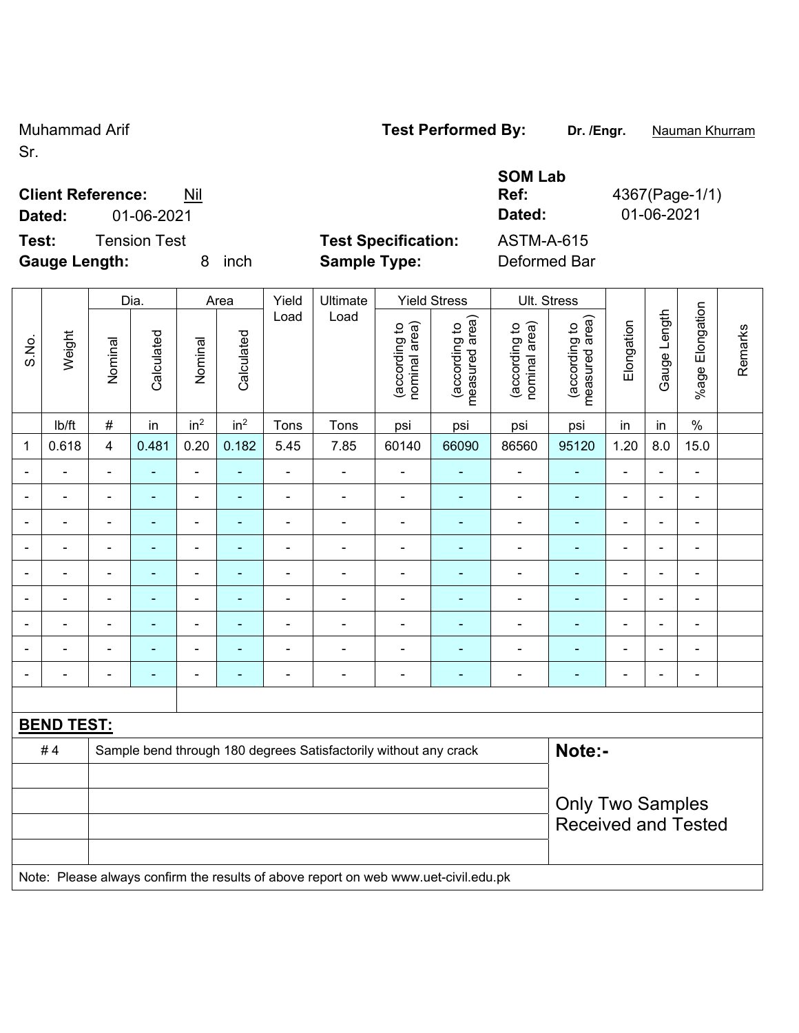Muhammad Arif
Sr.

**Test Performed By:** **Dr. /Engr.** Nauman Khurram

**Client Reference:** Nil
**Dated:** 01-06-2021

**SOM Lab Ref:** 4367(Page-1/1)
**Dated:** 01-06-2021

**Test:** Tension Test
**Gauge Length:** 8 inch

**Test Specification:** ASTM-A-615
**Sample Type:** Deformed Bar

| S.No. | Weight | Dia. | | Area | | Yield Load | Ultimate Load | Yield Stress | | Ult. Stress | | Elongation | Gauge Length | %age Elongation | Remarks |
|---|---|---|---|---|---|---|---|---|---|---|---|---|---|---|---|
| | | Nominal | Calculated | Nominal | Calculated | | | (according to nominal area) | (according to measured area) | (according to nominal area) | (according to measured area) | | | | |
| | lb/ft | # | in | in$^2$ | in$^2$ | Tons | Tons | psi | psi | psi | psi | in | in | % | |
| 1 | 0.618 | 4 | 0.481 | 0.20 | 0.182 | 5.45 | 7.85 | 60140 | 66090 | 86560 | 95120 | 1.20 | 8.0 | 15.0 | |
| - | - | - | - | - | - | - | - | - | - | - | - | - | - | - | |
| - | - | - | - | - | - | - | - | - | - | - | - | - | - | - | |
| - | - | - | - | - | - | - | - | - | - | - | - | - | - | - | |
| - | - | - | - | - | - | - | - | - | - | - | - | - | - | - | |
| - | - | - | - | - | - | - | - | - | - | - | - | - | - | - | |
| - | - | - | - | - | - | - | - | - | - | - | - | - | - | - | |
| - | - | - | - | - | - | - | - | - | - | - | - | - | - | - | |
| - | - | - | - | - | - | - | - | - | - | - | - | - | - | - | |
| - | - | - | - | - | - | - | - | - | - | - | - | - | - | - | |

**BEND TEST:**

| | | |
|---|---|---|
| # 4 | Sample bend through 180 degrees Satisfactorily without any crack | **Note:-** |
| | | Only Two Samples Received and Tested |
| | | |
| | | |
| | | |

Note: Please always confirm the results of above report on web www.uet-civil.edu.pk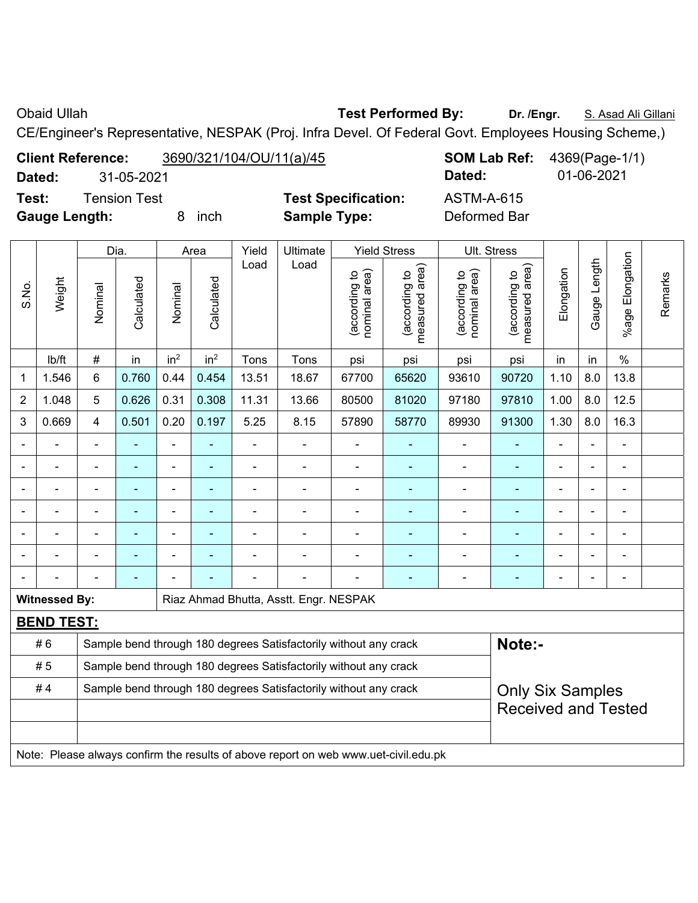Obaid Ullah **Test Performed By:** **Dr. /Engr.** S. Asad Ali Gillani

CE/Engineer's Representative, NESPAK (Proj. Infra Devel. Of Federal Govt. Employees Housing Scheme,)

**Client Reference:** 3690/321/104/OU/11(a)/45 **SOM Lab Ref:** 4369(Page-1/1)

**Dated:** 31-05-2021 **Dated:** 01-06-2021

**Test:** Tension Test **Test Specification:** ASTM-A-615

**Gauge Length:** 8 inch **Sample Type:** Deformed Bar

| S.No. | Weight | Dia. | | Area | | Yield Load | Ultimate Load | Yield Stress | | Ult. Stress | | Elongation | Gauge Length | %age Elongation | Remarks |
|---|---|---|---|---|---|---|---|---|---|---|---|---|---|---|---|
| | | Nominal | Calculated | Nominal | Calculated | | | (according to nominal area) | (according to measured area) | (according to nominal area) | (according to measured area) | | | | |
| | lb/ft | # | in | in$^2$ | in$^2$ | Tons | Tons | psi | psi | psi | psi | in | in | % | |
| 1 | 1.546 | 6 | 0.760 | 0.44 | 0.454 | 13.51 | 18.67 | 67700 | 65620 | 93610 | 90720 | 1.10 | 8.0 | 13.8 | |
| 2 | 1.048 | 5 | 0.626 | 0.31 | 0.308 | 11.31 | 13.66 | 80500 | 81020 | 97180 | 97810 | 1.00 | 8.0 | 12.5 | |
| 3 | 0.669 | 4 | 0.501 | 0.20 | 0.197 | 5.25 | 8.15 | 57890 | 58770 | 89930 | 91300 | 1.30 | 8.0 | 16.3 | |
| - | - | - | - | - | - | - | - | - | - | - | - | - | - | - | |
| - | - | - | - | - | - | - | - | - | - | - | - | - | - | - | |
| - | - | - | - | - | - | - | - | - | - | - | - | - | - | - | |
| - | - | - | - | - | - | - | - | - | - | - | - | - | - | - | |
| - | - | - | - | - | - | - | - | - | - | - | - | - | - | - | |
| - | - | - | - | - | - | - | - | - | - | - | - | - | - | - | |
| - | - | - | - | - | - | - | - | - | - | - | - | - | - | - | |

**Witnessed By:** Riaz Ahmad Bhutta, Asstt. Engr. NESPAK

**BEND TEST:**

| | |
|---|---|
| # 6 | Sample bend through 180 degrees Satisfactorily without any crack |
| # 5 | Sample bend through 180 degrees Satisfactorily without any crack |
| # 4 | Sample bend through 180 degrees Satisfactorily without any crack |

**Note:-**

Only Six Samples Received and Tested

Note: Please always confirm the results of above report on web www.uet-civil.edu.pk